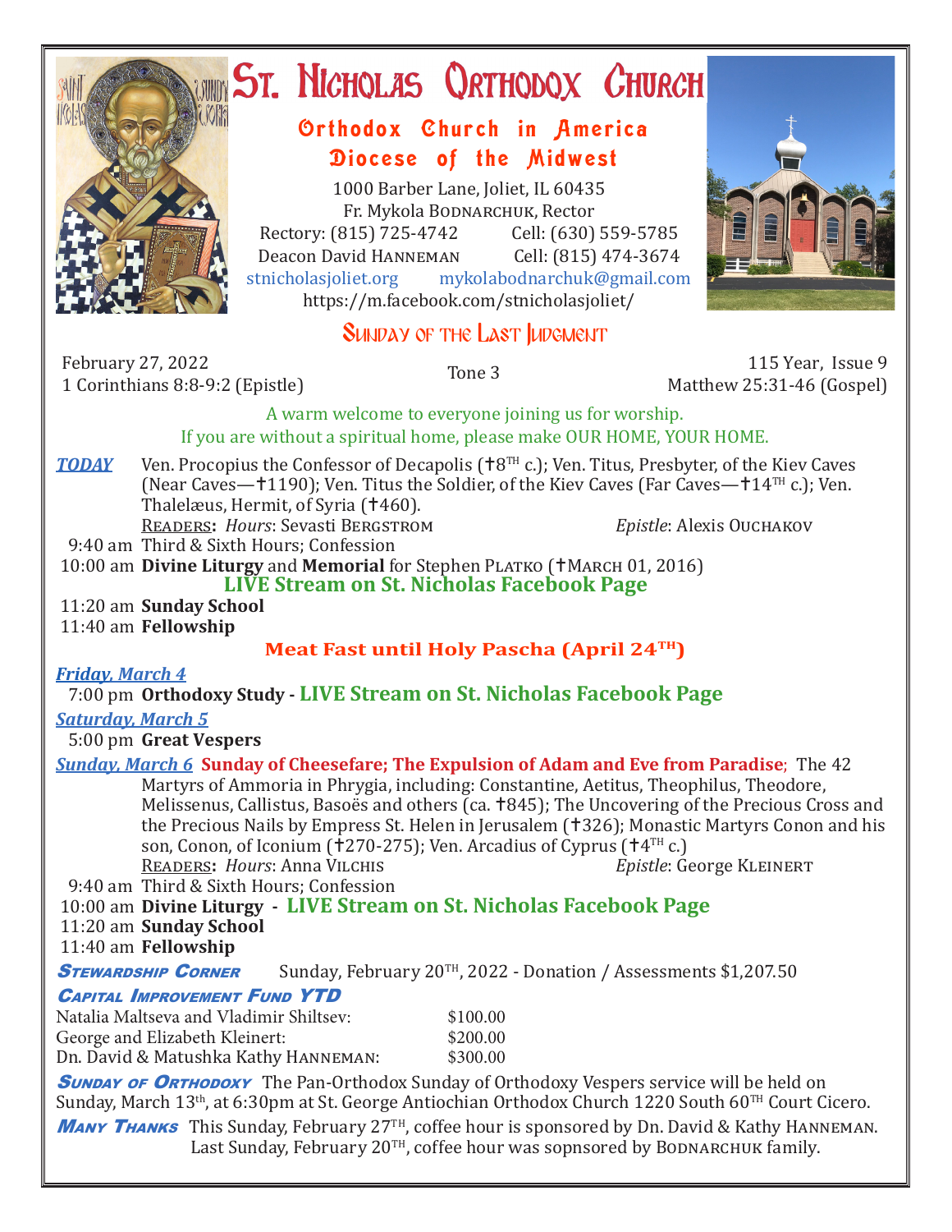# St. Nicholas Orthodox Church

## Orthodox Church in America
## Diocese of the Midwest

1000 Barber Lane, Joliet, IL 60435
Fr. Mykola Bodnarchuk, Rector
Rectory: (815) 725-4742 Cell: (630) 559-5785
Deacon David Hanneman Cell: (815) 474-3674
stnicholasjoliet.org mykolabodnarchuk@gmail.com
https://m.facebook.com/stnicholasjoliet/

## Sunday of the Last Judgment

February 27, 2022
1 Corinthians 8:8-9:2 (Epistle)

Tone 3

115 Year, Issue 9
Matthew 25:31-46 (Gospel)

A warm welcome to everyone joining us for worship.
If you are without a spiritual home, please make OUR HOME, YOUR HOME.

***TODAY*** Ven. Procopius the Confessor of Decapolis (†8TH c.); Ven. Titus, Presbyter, of the Kiev Caves (Near Caves—†1190); Ven. Titus the Soldier, of the Kiev Caves (Far Caves—†14TH c.); Ven. Thalelæus, Hermit, of Syria (†460).

Readers**:** *Hours*: Sevasti Bergstrom *Epistle*: Alexis Ouchakov

9:40 am Third & Sixth Hours; Confession
10:00 am **Divine Liturgy** and **Memorial** for Stephen Platko (†March 01, 2016)
**LIVE Stream on St. Nicholas Facebook Page**
11:20 am **Sunday School**
11:40 am **Fellowship**

**Meat Fast until Holy Pascha (April 24TH)**

***Friday, March 4***
7:00 pm **Orthodoxy Study - LIVE Stream on St. Nicholas Facebook Page**

***Saturday, March 5***
5:00 pm **Great Vespers**

***Sunday, March 6*** **Sunday of Cheesefare; The Expulsion of Adam and Eve from Paradise**; The 42 Martyrs of Ammoria in Phrygia, including: Constantine, Aetitus, Theophilus, Theodore, Melissenus, Callistus, Basoës and others (ca. †845); The Uncovering of the Precious Cross and the Precious Nails by Empress St. Helen in Jerusalem (†326); Monastic Martyrs Conon and his son, Conon, of Iconium (†270-275); Ven. Arcadius of Cyprus (†4TH c.)

Readers**:** *Hours*: Anna Vilchis *Epistle*: George Kleinert

9:40 am Third & Sixth Hours; Confession
10:00 am **Divine Liturgy - LIVE Stream on St. Nicholas Facebook Page**
11:20 am **Sunday School**
11:40 am **Fellowship**

**Stewardship Corner** Sunday, February 20TH, 2022 - Donation / Assessments $1,207.50

**Capital Improvement Fund YTD**

| | |
|---|---|
| Natalia Maltseva and Vladimir Shiltsev: | $100.00 |
| George and Elizabeth Kleinert: | $200.00 |
| Dn. David & Matushka Kathy Hanneman: | $300.00 |

**Sunday of Orthodoxy** The Pan-Orthodox Sunday of Orthodoxy Vespers service will be held on Sunday, March 13th, at 6:30pm at St. George Antiochian Orthodox Church 1220 South 60TH Court Cicero.

**Many Thanks** This Sunday, February 27TH, coffee hour is sponsored by Dn. David & Kathy Hanneman. Last Sunday, February 20TH, coffee hour was sopnsored by Bodnarchuk family.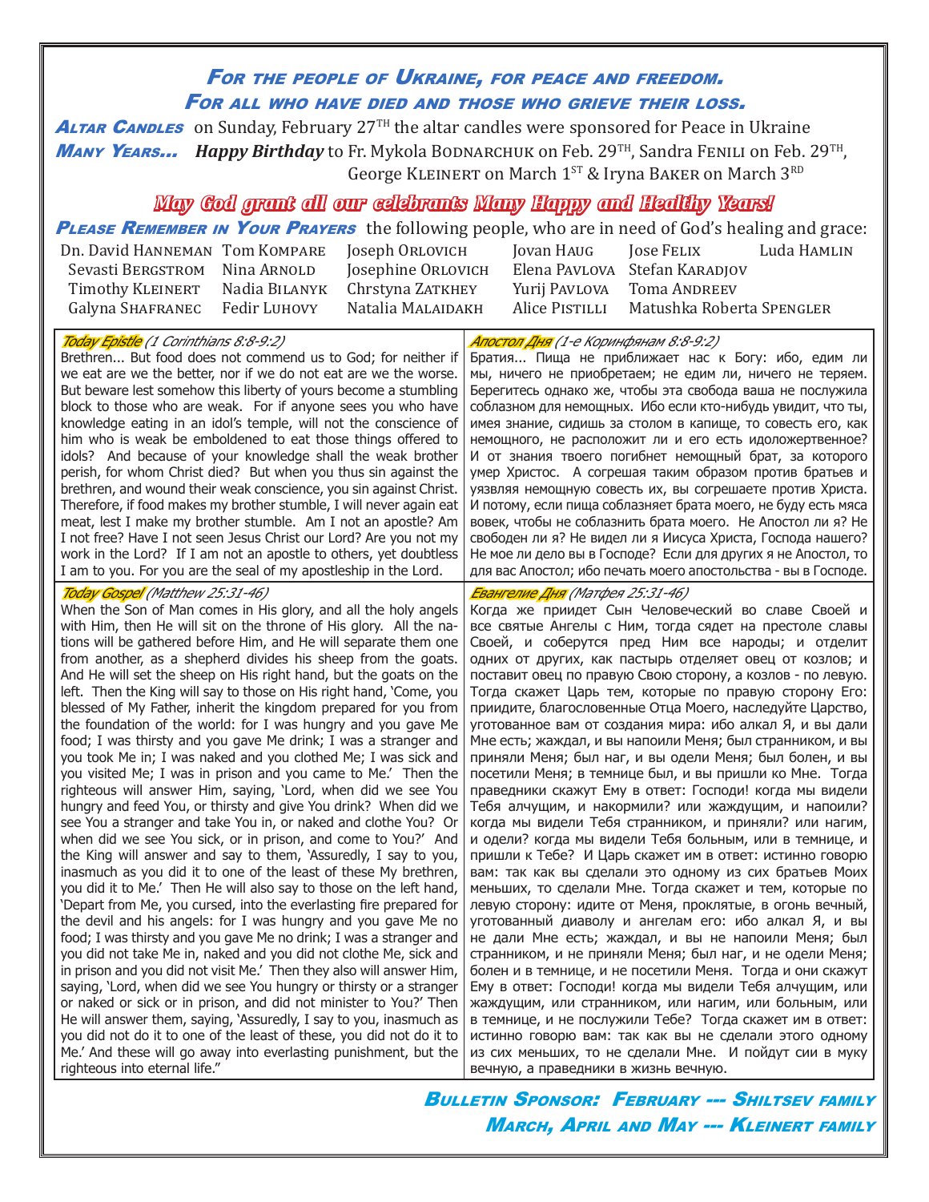## *For the people of Ukraine, for peace and freedom.*
## *For all who have died and those who grieve their loss.*

***Altar Candles*** on Sunday, February 27th the altar candles were sponsored for Peace in Ukraine

***Many Years...*** ***Happy Birthday*** to Fr. Mykola Bodnarchuk on Feb. 29th, Sandra Fenili on Feb. 29th, George Kleinert on March 1st & Iryna Baker on March 3rd

### *May God grant all our celebrants Many Happy and Healthy Years!*

***Please Remember in Your Prayers*** the following people, who are in need of God's healing and grace:

| | | | | | |
|---|---|---|---|---|---|
| Dn. David Hanneman | Tom Kompare | Joseph Orlovich | Jovan Haug | Jose Felix | Luda Hamlin |
| Sevasti Bergstrom | Nina Arnold | Josephine Orlovich | Elena Pavlova | Stefan Karadjov | |
| Timothy Kleinert | Nadia Bilanyk | Chrstyna Zatkhey | Yurij Pavlova | Toma Andreev | |
| Galyna Shafranec | Fedir Luhovy | Natalia Malaidakh | Alice Pistilli | Matushka Roberta Spengler | |

*Today Epistle (1 Corinthians 8:8-9:2)*

Brethren... But food does not commend us to God; for neither if we eat are we the better, nor if we do not eat are we the worse. But beware lest somehow this liberty of yours become a stumbling block to those who are weak. For if anyone sees you who have knowledge eating in an idol's temple, will not the conscience of him who is weak be emboldened to eat those things offered to idols? And because of your knowledge shall the weak brother perish, for whom Christ died? But when you thus sin against the brethren, and wound their weak conscience, you sin against Christ. Therefore, if food makes my brother stumble, I will never again eat meat, lest I make my brother stumble. Am I not an apostle? Am I not free? Have I not seen Jesus Christ our Lord? Are you not my work in the Lord? If I am not an apostle to others, yet doubtless I am to you. For you are the seal of my apostleship in the Lord.

*Апостол Дня (1-е Коринфянам 8:8-9:2)*

Братия... Пища не приближает нас к Богу: ибо, едим ли мы, ничего не приобретаем; не едим ли, ничего не теряем. Берегитесь однако же, чтобы эта свобода ваша не послужила соблазном для немощных. Ибо если кто-нибудь увидит, что ты, имея знание, сидишь за столом в капище, то совесть его, как немощного, не расположит ли и его есть идоложертвенное? И от знания твоего погибнет немощный брат, за которого умер Христос. А согрешая таким образом против братьев и уязвляя немощную совесть их, вы согрешаете против Христа. И потому, если пища соблазняет брата моего, не буду есть мяса вовек, чтобы не соблазнить брата моего. Не Апостол ли я? Не свободен ли я? Не видел ли я Иисуса Христа, Господа нашего? Не мое ли дело вы в Господе? Если для других я не Апостол, то для вас Апостол; ибо печать моего апостольства - вы в Господе.

*Today Gospel (Matthew 25:31-46)*

When the Son of Man comes in His glory, and all the holy angels with Him, then He will sit on the throne of His glory. All the nations will be gathered before Him, and He will separate them one from another, as a shepherd divides his sheep from the goats. And He will set the sheep on His right hand, but the goats on the left. Then the King will say to those on His right hand, 'Come, you blessed of My Father, inherit the kingdom prepared for you from the foundation of the world: for I was hungry and you gave Me food; I was thirsty and you gave Me drink; I was a stranger and you took Me in; I was naked and you clothed Me; I was sick and you visited Me; I was in prison and you came to Me.' Then the righteous will answer Him, saying, 'Lord, when did we see You hungry and feed You, or thirsty and give You drink? When did we see You a stranger and take You in, or naked and clothe You? Or when did we see You sick, or in prison, and come to You?' And the King will answer and say to them, 'Assuredly, I say to you, inasmuch as you did it to one of the least of these My brethren, you did it to Me.' Then He will also say to those on the left hand, 'Depart from Me, you cursed, into the everlasting fire prepared for the devil and his angels: for I was hungry and you gave Me no food; I was thirsty and you gave Me no drink; I was a stranger and you did not take Me in, naked and you did not clothe Me, sick and in prison and you did not visit Me.' Then they also will answer Him, saying, 'Lord, when did we see You hungry or thirsty or a stranger or naked or sick or in prison, and did not minister to You?' Then He will answer them, saying, 'Assuredly, I say to you, inasmuch as you did not do it to one of the least of these, you did not do it to Me.' And these will go away into everlasting punishment, but the righteous into eternal life."

*Евангелие Дня (Матфея 25:31-46)*

Когда же приидет Сын Человеческий во славе Своей и все святые Ангелы с Ним, тогда сядет на престоле славы Своей, и соберутся пред Ним все народы; и отделит одних от других, как пастырь отделяет овец от козлов; и поставит овец по правую Свою сторону, а козлов - по левую. Тогда скажет Царь тем, которые по правую сторону Его: приидите, благословенные Отца Моего, наследуйте Царство, уготованное вам от создания мира: ибо алкал Я, и вы дали Мне есть; жаждал, и вы напоили Меня; был странником, и вы приняли Меня; был наг, и вы одели Меня; был болен, и вы посетили Меня; в темнице был, и вы пришли ко Мне. Тогда праведники скажут Ему в ответ: Господи! когда мы видели Тебя алчущим, и накормили? или жаждущим, и напоили? когда мы видели Тебя странником, и приняли? или нагим, и одели? когда мы видели Тебя больным, или в темнице, и пришли к Тебе? И Царь скажет им в ответ: истинно говорю вам: так как вы сделали это одному из сих братьев Моих меньших, то сделали Мне. Тогда скажет и тем, которые по левую сторону: идите от Меня, проклятые, в огонь вечный, уготованный диаволу и ангелам его: ибо алкал Я, и вы не дали Мне есть; жаждал, и вы не напоили Меня; был странником, и не приняли Меня; был наг, и не одели Меня; болен и в темнице, и не посетили Меня. Тогда и они скажут Ему в ответ: Господи! когда мы видели Тебя алчущим, или жаждущим, или странником, или нагим, или больным, или в темнице, и не послужили Тебе? Тогда скажет им в ответ: истинно говорю вам: так как вы не сделали этого одному из сих меньших, то не сделали Мне. И пойдут сии в муку вечную, а праведники в жизнь вечную.

***Bulletin Sponsor: February --- Shiltsev family***
***March, April and May --- Kleinert family***